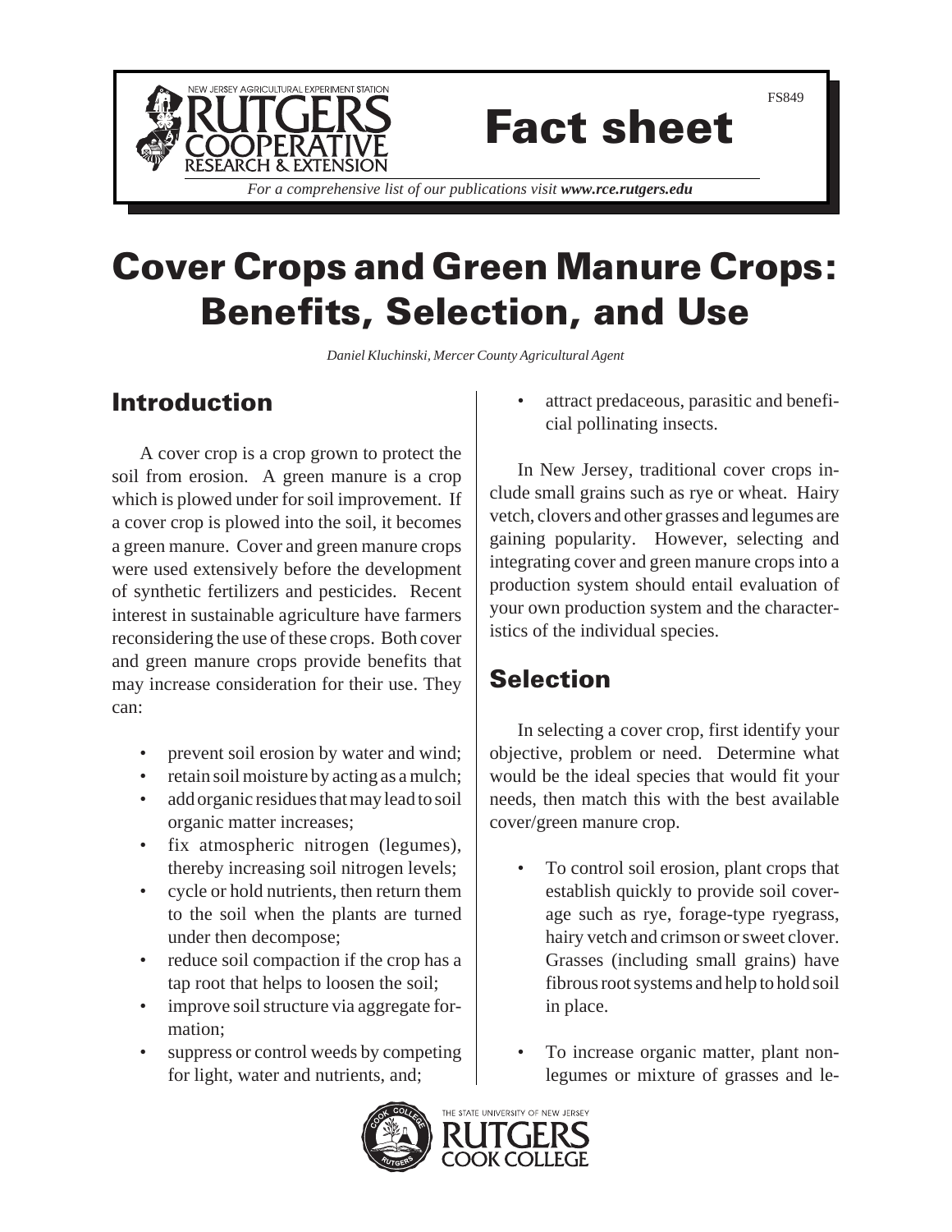FS849

# Fact sheet

*For a comprehensive list of our publications visit **www.rce.rutgers.edu***

# Cover Crops and Green Manure Crops: Benefits, Selection, and Use

*Daniel Kluchinski, Mercer County Agricultural Agent*

## Introduction

A cover crop is a crop grown to protect the soil from erosion. A green manure is a crop which is plowed under for soil improvement. If a cover crop is plowed into the soil, it becomes a green manure. Cover and green manure crops were used extensively before the development of synthetic fertilizers and pesticides. Recent interest in sustainable agriculture have farmers reconsidering the use of these crops. Both cover and green manure crops provide benefits that may increase consideration for their use. They can:

- prevent soil erosion by water and wind;
- retain soil moisture by acting as a mulch;
- add organic residues that may lead to soil organic matter increases;
- fix atmospheric nitrogen (legumes), thereby increasing soil nitrogen levels;
- cycle or hold nutrients, then return them to the soil when the plants are turned under then decompose;
- reduce soil compaction if the crop has a tap root that helps to loosen the soil;
- improve soil structure via aggregate formation;
- suppress or control weeds by competing for light, water and nutrients, and;
- attract predaceous, parasitic and beneficial pollinating insects.

In New Jersey, traditional cover crops include small grains such as rye or wheat. Hairy vetch, clovers and other grasses and legumes are gaining popularity. However, selecting and integrating cover and green manure crops into a production system should entail evaluation of your own production system and the characteristics of the individual species.

## Selection

In selecting a cover crop, first identify your objective, problem or need. Determine what would be the ideal species that would fit your needs, then match this with the best available cover/green manure crop.

- To control soil erosion, plant crops that establish quickly to provide soil coverage such as rye, forage-type ryegrass, hairy vetch and crimson or sweet clover. Grasses (including small grains) have fibrous root systems and help to hold soil in place.
- To increase organic matter, plant non-legumes or mixture of grasses and le-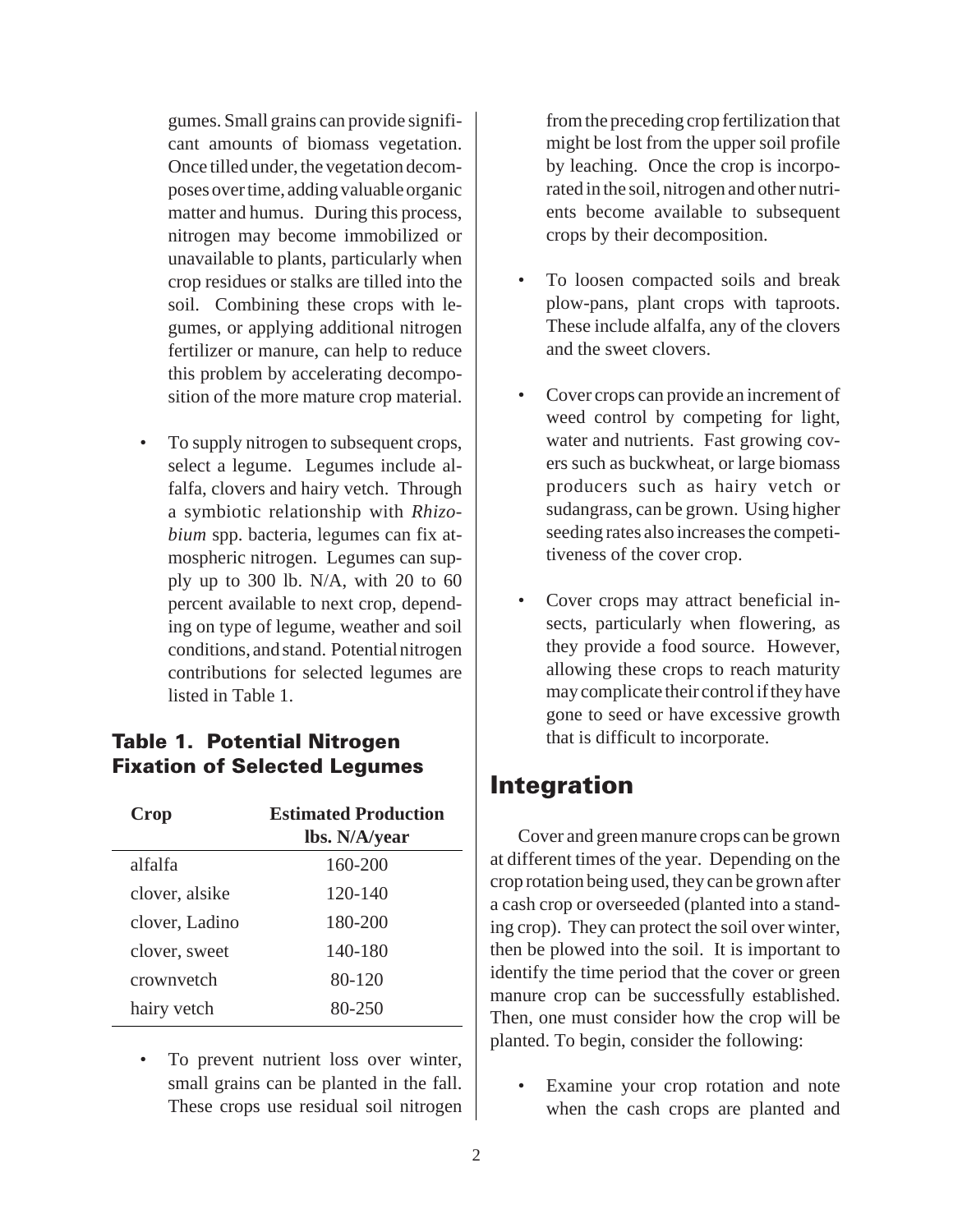gumes. Small grains can provide significant amounts of biomass vegetation. Once tilled under, the vegetation decomposes over time, adding valuable organic matter and humus. During this process, nitrogen may become immobilized or unavailable to plants, particularly when crop residues or stalks are tilled into the soil. Combining these crops with legumes, or applying additional nitrogen fertilizer or manure, can help to reduce this problem by accelerating decomposition of the more mature crop material.

- To supply nitrogen to subsequent crops, select a legume. Legumes include alfalfa, clovers and hairy vetch. Through a symbiotic relationship with *Rhizobium* spp. bacteria, legumes can fix atmospheric nitrogen. Legumes can supply up to 300 lb. N/A, with 20 to 60 percent available to next crop, depending on type of legume, weather and soil conditions, and stand. Potential nitrogen contributions for selected legumes are listed in Table 1.

### Table 1. Potential Nitrogen Fixation of Selected Legumes

| Crop | Estimated Production lbs. N/A/year |
|---|---|
| alfalfa | 160-200 |
| clover, alsike | 120-140 |
| clover, Ladino | 180-200 |
| clover, sweet | 140-180 |
| crownvetch | 80-120 |
| hairy vetch | 80-250 |

- To prevent nutrient loss over winter, small grains can be planted in the fall. These crops use residual soil nitrogen from the preceding crop fertilization that might be lost from the upper soil profile by leaching. Once the crop is incorporated in the soil, nitrogen and other nutrients become available to subsequent crops by their decomposition.

- To loosen compacted soils and break plow-pans, plant crops with taproots. These include alfalfa, any of the clovers and the sweet clovers.

- Cover crops can provide an increment of weed control by competing for light, water and nutrients. Fast growing covers such as buckwheat, or large biomass producers such as hairy vetch or sudangrass, can be grown. Using higher seeding rates also increases the competitiveness of the cover crop.

- Cover crops may attract beneficial insects, particularly when flowering, as they provide a food source. However, allowing these crops to reach maturity may complicate their control if they have gone to seed or have excessive growth that is difficult to incorporate.

## Integration

Cover and green manure crops can be grown at different times of the year. Depending on the crop rotation being used, they can be grown after a cash crop or overseeded (planted into a standing crop). They can protect the soil over winter, then be plowed into the soil. It is important to identify the time period that the cover or green manure crop can be successfully established. Then, one must consider how the crop will be planted. To begin, consider the following:

- Examine your crop rotation and note when the cash crops are planted and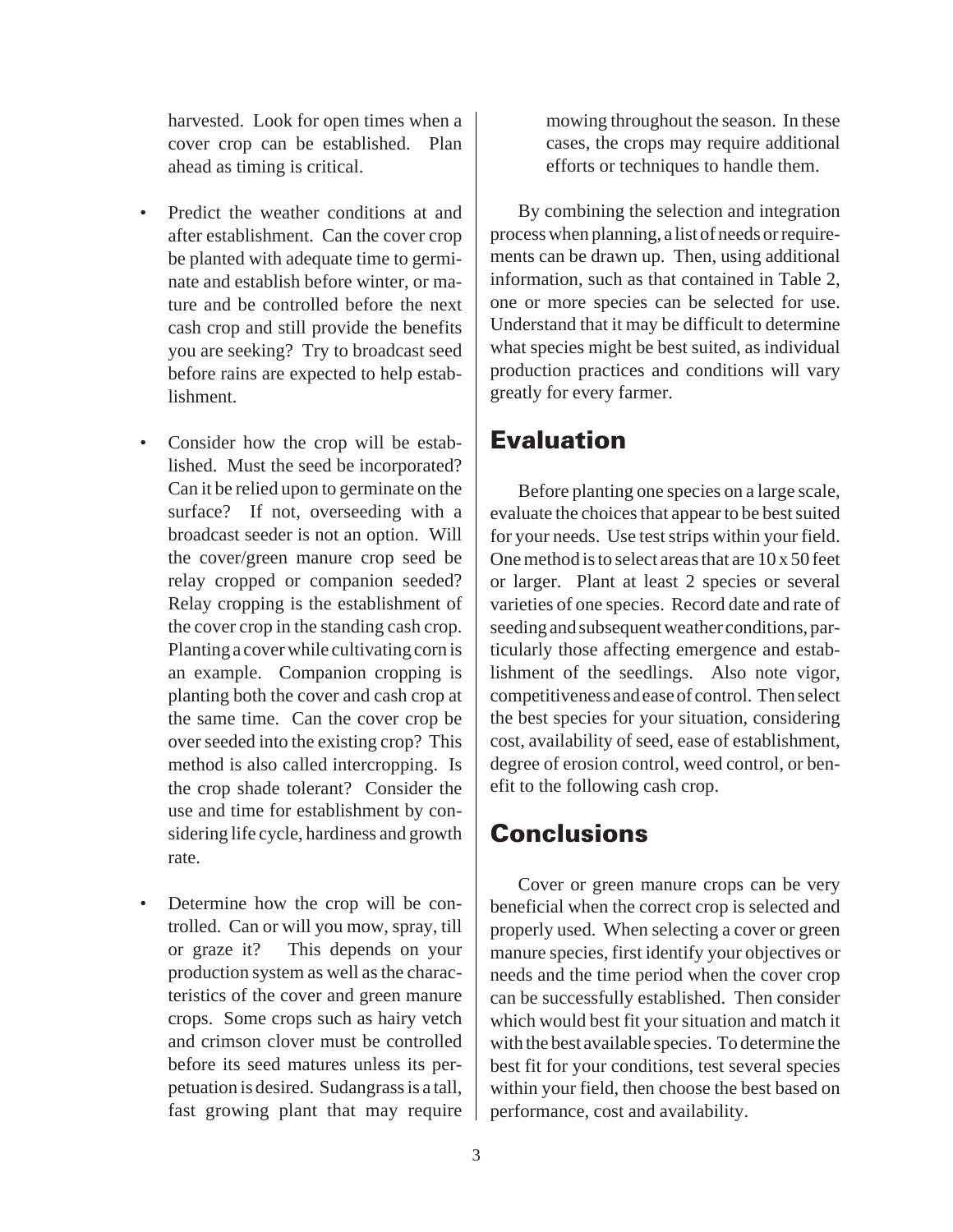harvested. Look for open times when a cover crop can be established. Plan ahead as timing is critical.

- Predict the weather conditions at and after establishment. Can the cover crop be planted with adequate time to germinate and establish before winter, or mature and be controlled before the next cash crop and still provide the benefits you are seeking? Try to broadcast seed before rains are expected to help establishment.

- Consider how the crop will be established. Must the seed be incorporated? Can it be relied upon to germinate on the surface? If not, overseeding with a broadcast seeder is not an option. Will the cover/green manure crop seed be relay cropped or companion seeded? Relay cropping is the establishment of the cover crop in the standing cash crop. Planting a cover while cultivating corn is an example. Companion cropping is planting both the cover and cash crop at the same time. Can the cover crop be over seeded into the existing crop? This method is also called intercropping. Is the crop shade tolerant? Consider the use and time for establishment by considering life cycle, hardiness and growth rate.

- Determine how the crop will be controlled. Can or will you mow, spray, till or graze it? This depends on your production system as well as the characteristics of the cover and green manure crops. Some crops such as hairy vetch and crimson clover must be controlled before its seed matures unless its perpetuation is desired. Sudangrass is a tall, fast growing plant that may require mowing throughout the season. In these cases, the crops may require additional efforts or techniques to handle them.

By combining the selection and integration process when planning, a list of needs or requirements can be drawn up. Then, using additional information, such as that contained in Table 2, one or more species can be selected for use. Understand that it may be difficult to determine what species might be best suited, as individual production practices and conditions will vary greatly for every farmer.

## Evaluation

Before planting one species on a large scale, evaluate the choices that appear to be best suited for your needs. Use test strips within your field. One method is to select areas that are 10 x 50 feet or larger. Plant at least 2 species or several varieties of one species. Record date and rate of seeding and subsequent weather conditions, particularly those affecting emergence and establishment of the seedlings. Also note vigor, competitiveness and ease of control. Then select the best species for your situation, considering cost, availability of seed, ease of establishment, degree of erosion control, weed control, or benefit to the following cash crop.

## Conclusions

Cover or green manure crops can be very beneficial when the correct crop is selected and properly used. When selecting a cover or green manure species, first identify your objectives or needs and the time period when the cover crop can be successfully established. Then consider which would best fit your situation and match it with the best available species. To determine the best fit for your conditions, test several species within your field, then choose the best based on performance, cost and availability.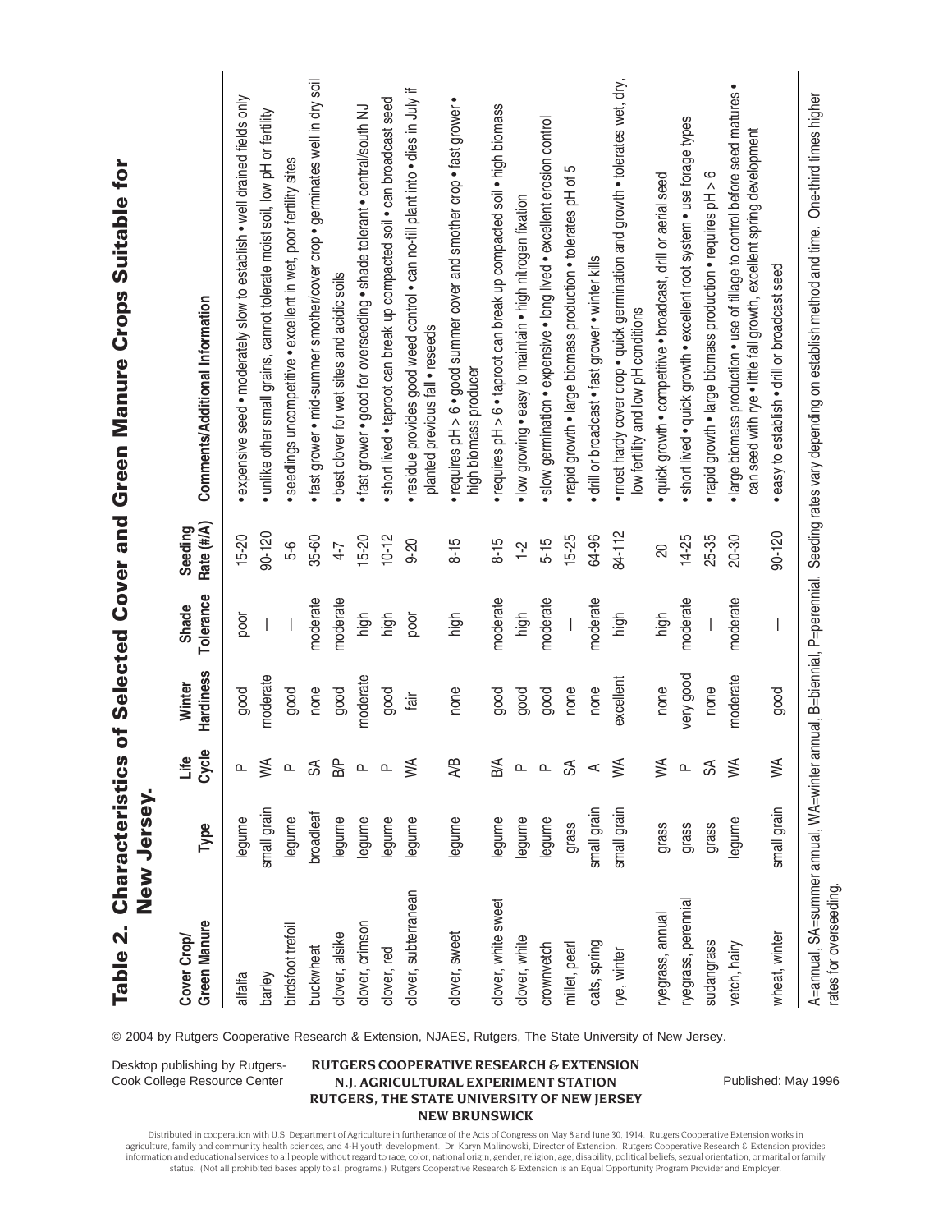## Table 2. Characteristics of Selected Cover and Green Manure Crops Suitable for New Jersey.

| Cover Crop/ Green Manure | Type | Life Cycle | Winter Hardiness | Shade Tolerance | Seeding Rate (#/A) | Comments/Additional Information |
|---|---|---|---|---|---|---|
| alfalfa | legume | P | good | poor | 15-20 | • expensive seed • moderately slow to establish • well drained fields only |
| barley | small grain | WA | moderate | — | 90-120 | • unlike other small grains, cannot tolerate moist soil, low pH or fertility |
| birdsfoot trefoil | legume | P | good | — | 5-6 | • seedlings uncompetitive • excellent in wet, poor fertility sites |
| buckwheat | broadleaf | SA | none | moderate | 35-60 | • fast grower • mid-summer smother/cover crop • germinates well in dry soil |
| clover, alsike | legume | B/P | good | moderate | 4-7 | • best clover for wet sites and acidic soils |
| clover, crimson | legume | P | moderate | high | 15-20 | • fast grower • good for overseeding • shade tolerant • central/south NJ |
| clover, red | legume | P | good | high | 10-12 | • short lived • taproot can break up compacted soil • can broadcast seed |
| clover, subterranean | legume | WA | fair | poor | 9-20 | • residue provides good weed control • can no-till plant into • dies in July if planted previous fall • reseeds |
| clover, sweet | legume | A/B | none | high | 8-15 | • requires pH > 6 • good summer cover and smother crop • fast grower • high biomass producer |
| clover, white sweet | legume | B/A | good | moderate | 8-15 | • requires pH > 6 • taproot can break up compacted soil • high biomass |
| clover, white | legume | P | good | high | 1-2 | • low growing • easy to maintain • high nitrogen fixation |
| crownvetch | legume | P | good | moderate | 5-15 | • slow germination • expensive • long lived • excellent erosion control |
| millet, pearl | grass | SA | none | — | 15-25 | • rapid growth • large biomass production • tolerates pH of 5 |
| oats, spring | small grain | A | none | moderate | 64-96 | • drill or broadcast • fast grower • winter kills |
| rye, winter | small grain | WA | excellent | high | 84-112 | • most hardy cover crop • quick germination and growth • tolerates wet, dry, low fertility and low pH conditions |
| ryegrass, annual | grass | WA | none | high | 20 | • quick growth • competitive • broadcast, drill or aerial seed |
| ryegrass, perennial | grass | P | very good | moderate | 14-25 | • short lived • quick growth • excellent root system • use forage types |
| sudangrass | grass | SA | none | — | 25-35 | • rapid growth • large biomass production • requires pH > 6 |
| vetch, hairy | legume | WA | moderate | moderate | 20-30 | • large biomass production • use of tillage to control before seed matures • can seed with rye • little fall growth, excellent spring development |
| wheat, winter | small grain | WA | good | — | 90-120 | • easy to establish • drill or broadcast seed |

A=annual, SA=summer annual, WA=winter annual, B=biennial, P=perennial. Seeding rates vary depending on establish method and time. One-third times higher rates for overseeding.

© 2004 by Rutgers Cooperative Research & Extension, NJAES, Rutgers, The State University of New Jersey.

Desktop publishing by Rutgers-Cook College Resource Center

**RUTGERS COOPERATIVE RESEARCH & EXTENSION**
**N.J. AGRICULTURAL EXPERIMENT STATION**
**RUTGERS, THE STATE UNIVERSITY OF NEW JERSEY**
**NEW BRUNSWICK**

Published: May 1996

Distributed in cooperation with U.S. Department of Agriculture in furtherance of the Acts of Congress on May 8 and June 30, 1914. Rutgers Cooperative Extension works in agriculture, family and community health sciences, and 4-H youth development. Dr. Karyn Malinowski, Director of Extension. Rutgers Cooperative Research & Extension provides information and educational services to all people without regard to race, color, national origin, gender, religion, age, disability, political beliefs, sexual orientation, or marital or family status. (Not all prohibited bases apply to all programs.) Rutgers Cooperative Research & Extension is an Equal Opportunity Program Provider and Employer.